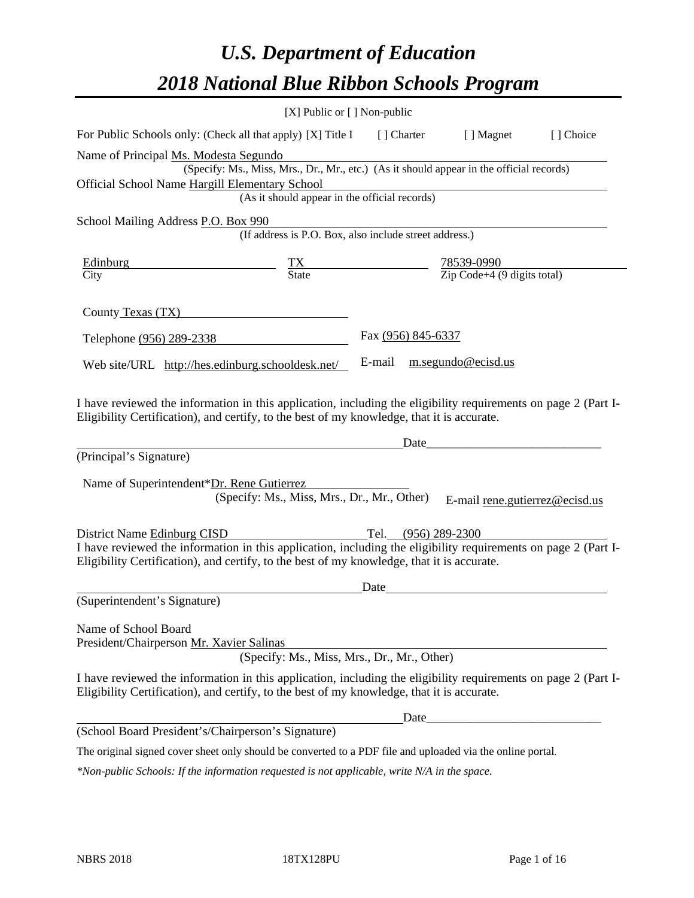# *U.S. Department of Education*
# *2018 National Blue Ribbon Schools Program*

[X] Public or [ ] Non-public

For Public Schools only: (Check all that apply) [X] Title I [ ] Charter [ ] Magnet [ ] Choice

Name of Principal Ms. Modesta Segundo
(Specify: Ms., Miss, Mrs., Dr., Mr., etc.) (As it should appear in the official records)

Official School Name Hargill Elementary School
(As it should appear in the official records)

School Mailing Address P.O. Box 990
(If address is P.O. Box, also include street address.)

| Edinburg | TX | 78539-0990 |
|---|---|---|
| City | State | Zip Code+4 (9 digits total) |

County Texas (TX)

Telephone (956) 289-2338 Fax (956) 845-6337

Web site/URL http://hes.edinburg.schooldesk.net/ E-mail m.segundo@ecisd.us

I have reviewed the information in this application, including the eligibility requirements on page 2 (Part I-Eligibility Certification), and certify, to the best of my knowledge, that it is accurate.

_______________________________________ Date_____________________________
(Principal's Signature)

Name of Superintendent*Dr. Rene Gutierrez
(Specify: Ms., Miss, Mrs., Dr., Mr., Other) E-mail rene.gutierrez@ecisd.us

District Name Edinburg CISD Tel. (956) 289-2300

I have reviewed the information in this application, including the eligibility requirements on page 2 (Part I-Eligibility Certification), and certify, to the best of my knowledge, that it is accurate.

_______________________________________ Date_____________________________
(Superintendent's Signature)

Name of School Board
President/Chairperson Mr. Xavier Salinas
(Specify: Ms., Miss, Mrs., Dr., Mr., Other)

I have reviewed the information in this application, including the eligibility requirements on page 2 (Part I-Eligibility Certification), and certify, to the best of my knowledge, that it is accurate.

_______________________________________ Date_____________________________
(School Board President's/Chairperson's Signature)

The original signed cover sheet only should be converted to a PDF file and uploaded via the online portal.

*\*Non-public Schools: If the information requested is not applicable, write N/A in the space.*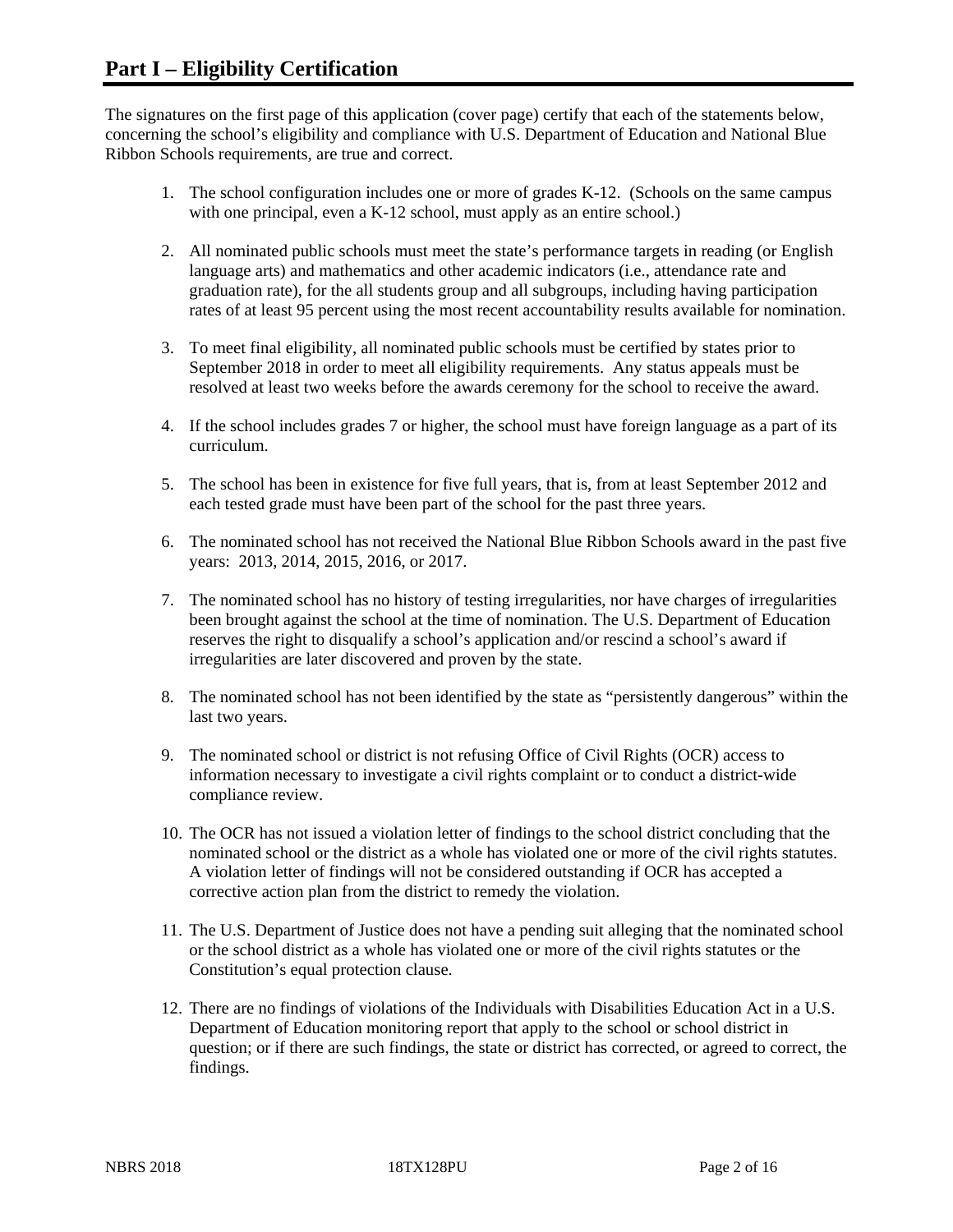# Part I – Eligibility Certification

The signatures on the first page of this application (cover page) certify that each of the statements below, concerning the school's eligibility and compliance with U.S. Department of Education and National Blue Ribbon Schools requirements, are true and correct.

1. The school configuration includes one or more of grades K-12. (Schools on the same campus with one principal, even a K-12 school, must apply as an entire school.)

2. All nominated public schools must meet the state's performance targets in reading (or English language arts) and mathematics and other academic indicators (i.e., attendance rate and graduation rate), for the all students group and all subgroups, including having participation rates of at least 95 percent using the most recent accountability results available for nomination.

3. To meet final eligibility, all nominated public schools must be certified by states prior to September 2018 in order to meet all eligibility requirements. Any status appeals must be resolved at least two weeks before the awards ceremony for the school to receive the award.

4. If the school includes grades 7 or higher, the school must have foreign language as a part of its curriculum.

5. The school has been in existence for five full years, that is, from at least September 2012 and each tested grade must have been part of the school for the past three years.

6. The nominated school has not received the National Blue Ribbon Schools award in the past five years: 2013, 2014, 2015, 2016, or 2017.

7. The nominated school has no history of testing irregularities, nor have charges of irregularities been brought against the school at the time of nomination. The U.S. Department of Education reserves the right to disqualify a school's application and/or rescind a school's award if irregularities are later discovered and proven by the state.

8. The nominated school has not been identified by the state as "persistently dangerous" within the last two years.

9. The nominated school or district is not refusing Office of Civil Rights (OCR) access to information necessary to investigate a civil rights complaint or to conduct a district-wide compliance review.

10. The OCR has not issued a violation letter of findings to the school district concluding that the nominated school or the district as a whole has violated one or more of the civil rights statutes. A violation letter of findings will not be considered outstanding if OCR has accepted a corrective action plan from the district to remedy the violation.

11. The U.S. Department of Justice does not have a pending suit alleging that the nominated school or the school district as a whole has violated one or more of the civil rights statutes or the Constitution's equal protection clause.

12. There are no findings of violations of the Individuals with Disabilities Education Act in a U.S. Department of Education monitoring report that apply to the school or school district in question; or if there are such findings, the state or district has corrected, or agreed to correct, the findings.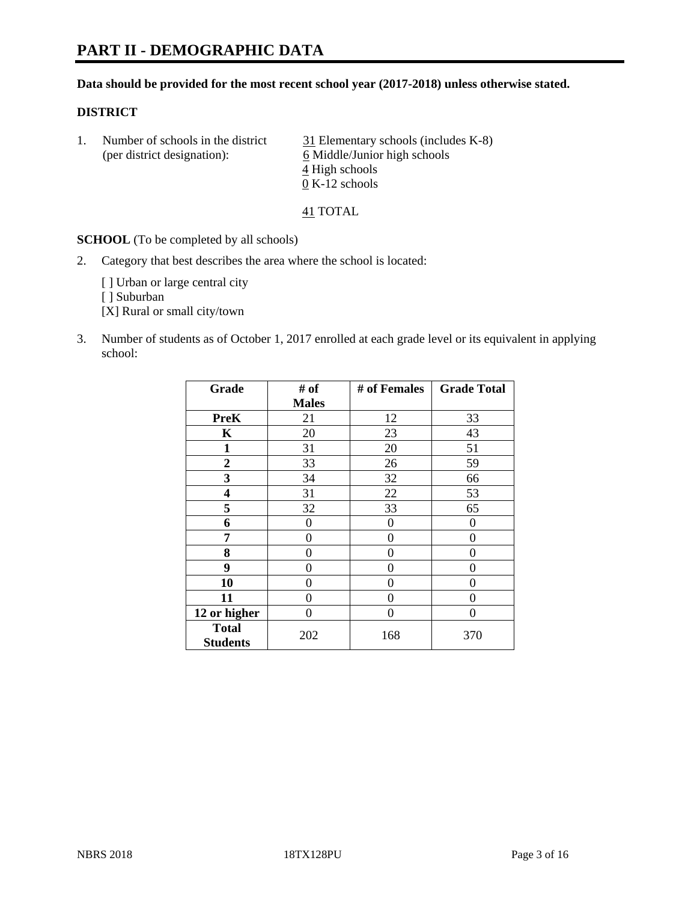# PART II - DEMOGRAPHIC DATA

**Data should be provided for the most recent school year (2017-2018) unless otherwise stated.**

**DISTRICT**

1. Number of schools in the district (per district designation):
   31 Elementary schools (includes K-8)
   6 Middle/Junior high schools
   4 High schools
   0 K-12 schools

   41 TOTAL

**SCHOOL** (To be completed by all schools)

2. Category that best describes the area where the school is located:

   [ ] Urban or large central city
   [ ] Suburban
   [X] Rural or small city/town

3. Number of students as of October 1, 2017 enrolled at each grade level or its equivalent in applying school:

| Grade | # of Males | # of Females | Grade Total |
|---|---|---|---|
| **PreK** | 21 | 12 | 33 |
| **K** | 20 | 23 | 43 |
| **1** | 31 | 20 | 51 |
| **2** | 33 | 26 | 59 |
| **3** | 34 | 32 | 66 |
| **4** | 31 | 22 | 53 |
| **5** | 32 | 33 | 65 |
| **6** | 0 | 0 | 0 |
| **7** | 0 | 0 | 0 |
| **8** | 0 | 0 | 0 |
| **9** | 0 | 0 | 0 |
| **10** | 0 | 0 | 0 |
| **11** | 0 | 0 | 0 |
| **12 or higher** | 0 | 0 | 0 |
| **Total Students** | 202 | 168 | 370 |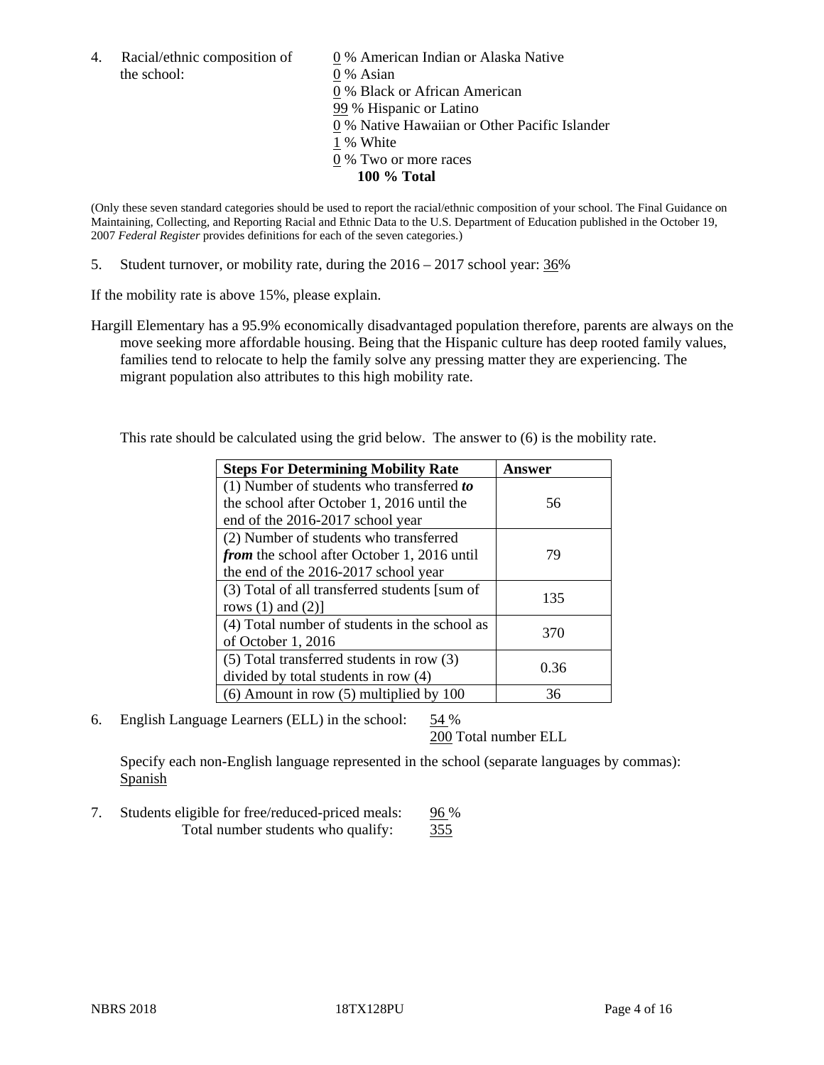4. Racial/ethnic composition of the school:

0 % American Indian or Alaska Native
0 % Asian
0 % Black or African American
99 % Hispanic or Latino
0 % Native Hawaiian or Other Pacific Islander
1 % White
0 % Two or more races
**100 % Total**

(Only these seven standard categories should be used to report the racial/ethnic composition of your school. The Final Guidance on Maintaining, Collecting, and Reporting Racial and Ethnic Data to the U.S. Department of Education published in the October 19, 2007 *Federal Register* provides definitions for each of the seven categories.)

5. Student turnover, or mobility rate, during the 2016 – 2017 school year: 36%

If the mobility rate is above 15%, please explain.

Hargill Elementary has a 95.9% economically disadvantaged population therefore, parents are always on the move seeking more affordable housing. Being that the Hispanic culture has deep rooted family values, families tend to relocate to help the family solve any pressing matter they are experiencing. The migrant population also attributes to this high mobility rate.

This rate should be calculated using the grid below. The answer to (6) is the mobility rate.

| **Steps For Determining Mobility Rate** | **Answer** |
|---|---|
| (1) Number of students who transferred ***to*** the school after October 1, 2016 until the end of the 2016-2017 school year | 56 |
| (2) Number of students who transferred ***from*** the school after October 1, 2016 until the end of the 2016-2017 school year | 79 |
| (3) Total of all transferred students [sum of rows (1) and (2)] | 135 |
| (4) Total number of students in the school as of October 1, 2016 | 370 |
| (5) Total transferred students in row (3) divided by total students in row (4) | 0.36 |
| (6) Amount in row (5) multiplied by 100 | 36 |

6. English Language Learners (ELL) in the school: 54 %
200 Total number ELL

Specify each non-English language represented in the school (separate languages by commas): Spanish

7. Students eligible for free/reduced-priced meals: 96 %
Total number students who qualify: 355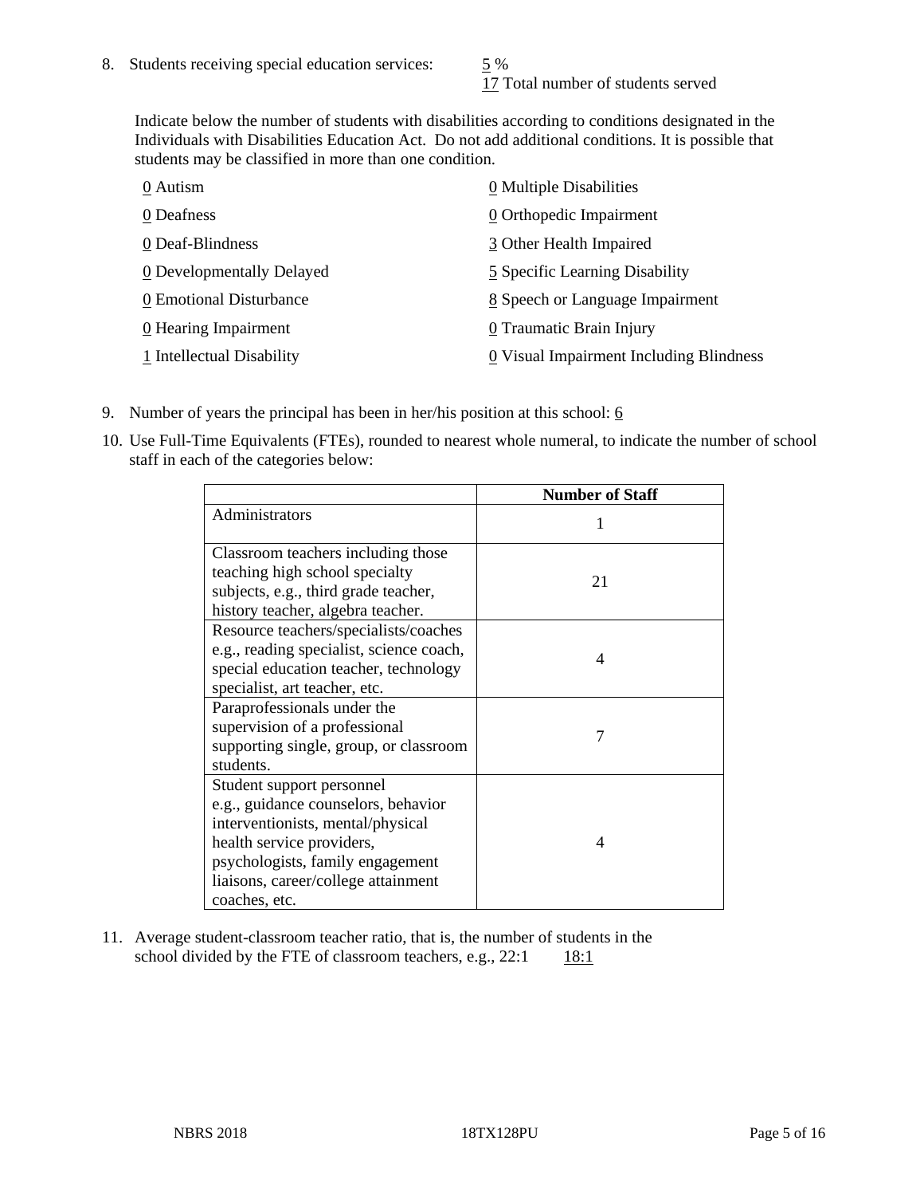8. Students receiving special education services: 5 %
   17 Total number of students served

   Indicate below the number of students with disabilities according to conditions designated in the Individuals with Disabilities Education Act. Do not add additional conditions. It is possible that students may be classified in more than one condition.

   0 Autism
   0 Deafness
   0 Deaf-Blindness
   0 Developmentally Delayed
   0 Emotional Disturbance
   0 Hearing Impairment
   1 Intellectual Disability
   0 Multiple Disabilities
   0 Orthopedic Impairment
   3 Other Health Impaired
   5 Specific Learning Disability
   8 Speech or Language Impairment
   0 Traumatic Brain Injury
   0 Visual Impairment Including Blindness

9. Number of years the principal has been in her/his position at this school: 6

10. Use Full-Time Equivalents (FTEs), rounded to nearest whole numeral, to indicate the number of school staff in each of the categories below:

| | Number of Staff |
|---|---|
| Administrators | 1 |
| Classroom teachers including those teaching high school specialty subjects, e.g., third grade teacher, history teacher, algebra teacher. | 21 |
| Resource teachers/specialists/coaches e.g., reading specialist, science coach, special education teacher, technology specialist, art teacher, etc. | 4 |
| Paraprofessionals under the supervision of a professional supporting single, group, or classroom students. | 7 |
| Student support personnel e.g., guidance counselors, behavior interventionists, mental/physical health service providers, psychologists, family engagement liaisons, career/college attainment coaches, etc. | 4 |

11. Average student-classroom teacher ratio, that is, the number of students in the school divided by the FTE of classroom teachers, e.g., 22:1 18:1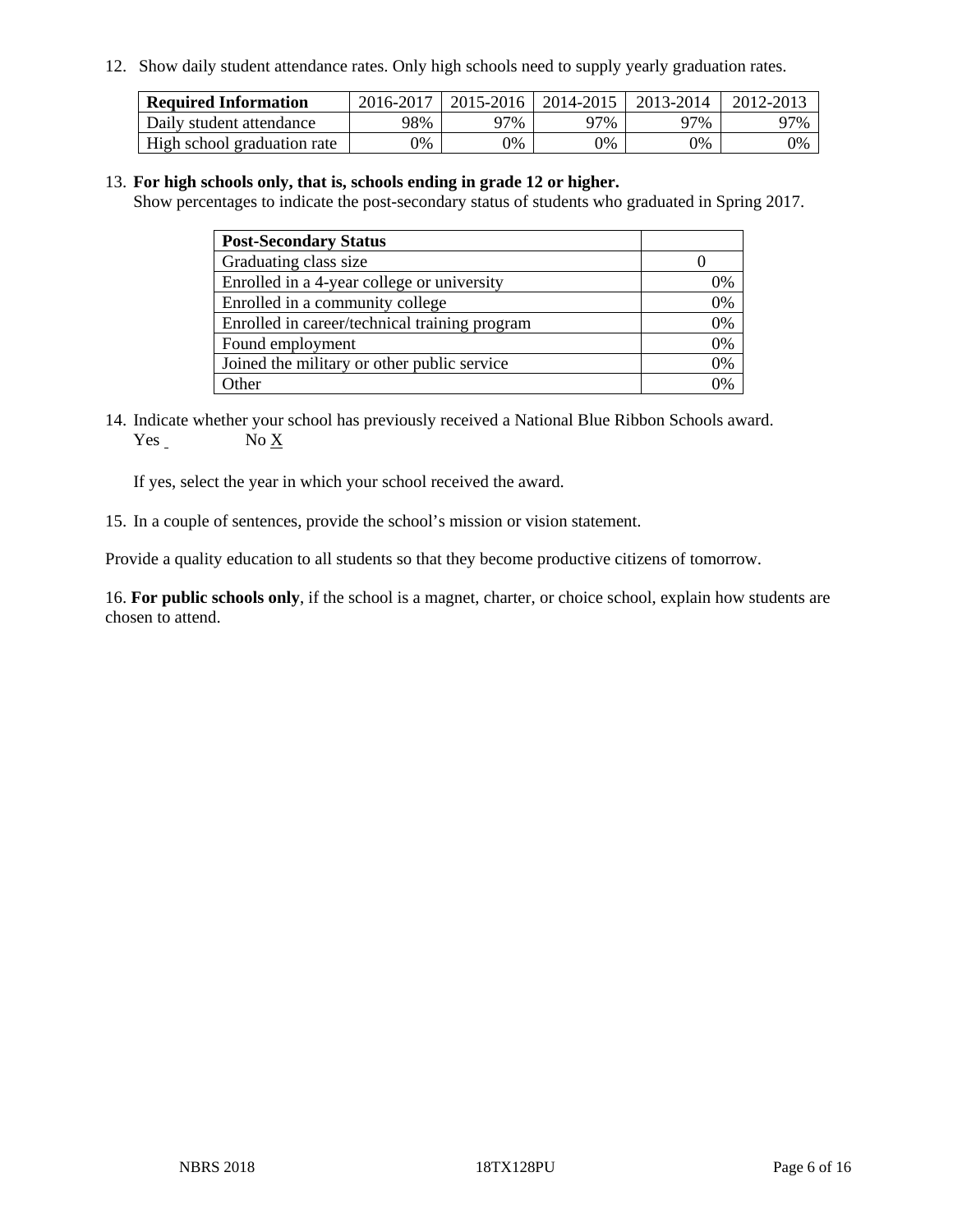12. Show daily student attendance rates. Only high schools need to supply yearly graduation rates.

| Required Information | 2016-2017 | 2015-2016 | 2014-2015 | 2013-2014 | 2012-2013 |
|---|---|---|---|---|---|
| Daily student attendance | 98% | 97% | 97% | 97% | 97% |
| High school graduation rate | 0% | 0% | 0% | 0% | 0% |

13. **For high schools only, that is, schools ending in grade 12 or higher.**
Show percentages to indicate the post-secondary status of students who graduated in Spring 2017.

| Post-Secondary Status | |
|---|---|
| Graduating class size | 0 |
| Enrolled in a 4-year college or university | 0% |
| Enrolled in a community college | 0% |
| Enrolled in career/technical training program | 0% |
| Found employment | 0% |
| Joined the military or other public service | 0% |
| Other | 0% |

14. Indicate whether your school has previously received a National Blue Ribbon Schools award.
Yes  No X

If yes, select the year in which your school received the award.

15. In a couple of sentences, provide the school's mission or vision statement.

Provide a quality education to all students so that they become productive citizens of tomorrow.

16. **For public schools only**, if the school is a magnet, charter, or choice school, explain how students are chosen to attend.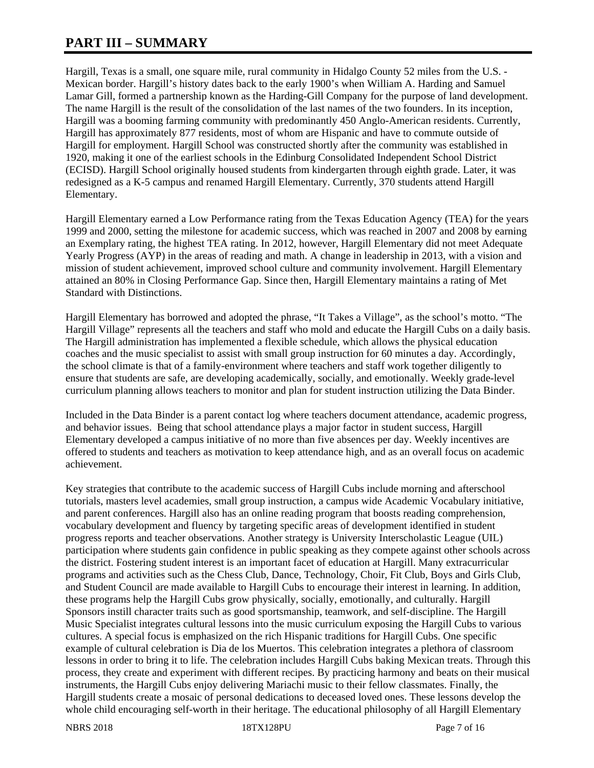# PART III – SUMMARY

Hargill, Texas is a small, one square mile, rural community in Hidalgo County 52 miles from the U.S. - Mexican border. Hargill's history dates back to the early 1900's when William A. Harding and Samuel Lamar Gill, formed a partnership known as the Harding-Gill Company for the purpose of land development. The name Hargill is the result of the consolidation of the last names of the two founders. In its inception, Hargill was a booming farming community with predominantly 450 Anglo-American residents. Currently, Hargill has approximately 877 residents, most of whom are Hispanic and have to commute outside of Hargill for employment. Hargill School was constructed shortly after the community was established in 1920, making it one of the earliest schools in the Edinburg Consolidated Independent School District (ECISD). Hargill School originally housed students from kindergarten through eighth grade. Later, it was redesigned as a K-5 campus and renamed Hargill Elementary. Currently, 370 students attend Hargill Elementary.

Hargill Elementary earned a Low Performance rating from the Texas Education Agency (TEA) for the years 1999 and 2000, setting the milestone for academic success, which was reached in 2007 and 2008 by earning an Exemplary rating, the highest TEA rating. In 2012, however, Hargill Elementary did not meet Adequate Yearly Progress (AYP) in the areas of reading and math. A change in leadership in 2013, with a vision and mission of student achievement, improved school culture and community involvement. Hargill Elementary attained an 80% in Closing Performance Gap. Since then, Hargill Elementary maintains a rating of Met Standard with Distinctions.

Hargill Elementary has borrowed and adopted the phrase, "It Takes a Village", as the school's motto. "The Hargill Village" represents all the teachers and staff who mold and educate the Hargill Cubs on a daily basis. The Hargill administration has implemented a flexible schedule, which allows the physical education coaches and the music specialist to assist with small group instruction for 60 minutes a day. Accordingly, the school climate is that of a family-environment where teachers and staff work together diligently to ensure that students are safe, are developing academically, socially, and emotionally. Weekly grade-level curriculum planning allows teachers to monitor and plan for student instruction utilizing the Data Binder.

Included in the Data Binder is a parent contact log where teachers document attendance, academic progress, and behavior issues. Being that school attendance plays a major factor in student success, Hargill Elementary developed a campus initiative of no more than five absences per day. Weekly incentives are offered to students and teachers as motivation to keep attendance high, and as an overall focus on academic achievement.

Key strategies that contribute to the academic success of Hargill Cubs include morning and afterschool tutorials, masters level academies, small group instruction, a campus wide Academic Vocabulary initiative, and parent conferences. Hargill also has an online reading program that boosts reading comprehension, vocabulary development and fluency by targeting specific areas of development identified in student progress reports and teacher observations. Another strategy is University Interscholastic League (UIL) participation where students gain confidence in public speaking as they compete against other schools across the district. Fostering student interest is an important facet of education at Hargill. Many extracurricular programs and activities such as the Chess Club, Dance, Technology, Choir, Fit Club, Boys and Girls Club, and Student Council are made available to Hargill Cubs to encourage their interest in learning. In addition, these programs help the Hargill Cubs grow physically, socially, emotionally, and culturally. Hargill Sponsors instill character traits such as good sportsmanship, teamwork, and self-discipline. The Hargill Music Specialist integrates cultural lessons into the music curriculum exposing the Hargill Cubs to various cultures. A special focus is emphasized on the rich Hispanic traditions for Hargill Cubs. One specific example of cultural celebration is Dia de los Muertos. This celebration integrates a plethora of classroom lessons in order to bring it to life. The celebration includes Hargill Cubs baking Mexican treats. Through this process, they create and experiment with different recipes. By practicing harmony and beats on their musical instruments, the Hargill Cubs enjoy delivering Mariachi music to their fellow classmates. Finally, the Hargill students create a mosaic of personal dedications to deceased loved ones. These lessons develop the whole child encouraging self-worth in their heritage. The educational philosophy of all Hargill Elementary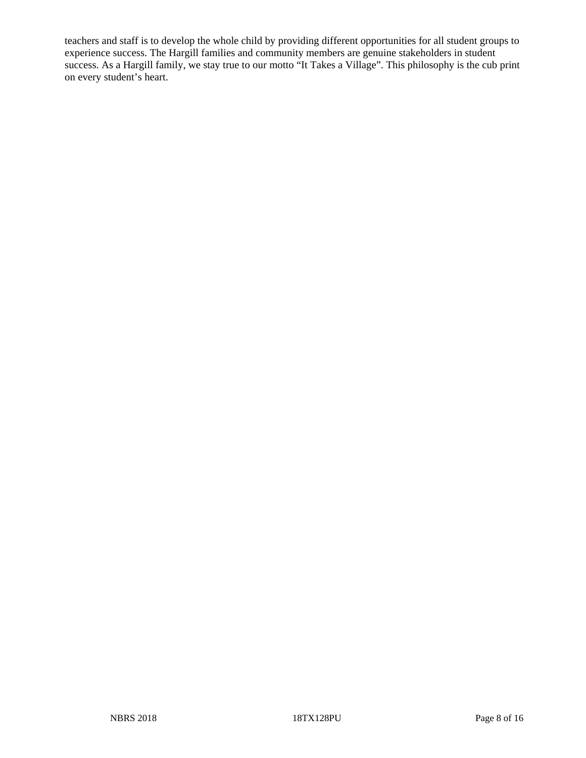teachers and staff is to develop the whole child by providing different opportunities for all student groups to experience success. The Hargill families and community members are genuine stakeholders in student success. As a Hargill family, we stay true to our motto “It Takes a Village”. This philosophy is the cub print on every student’s heart.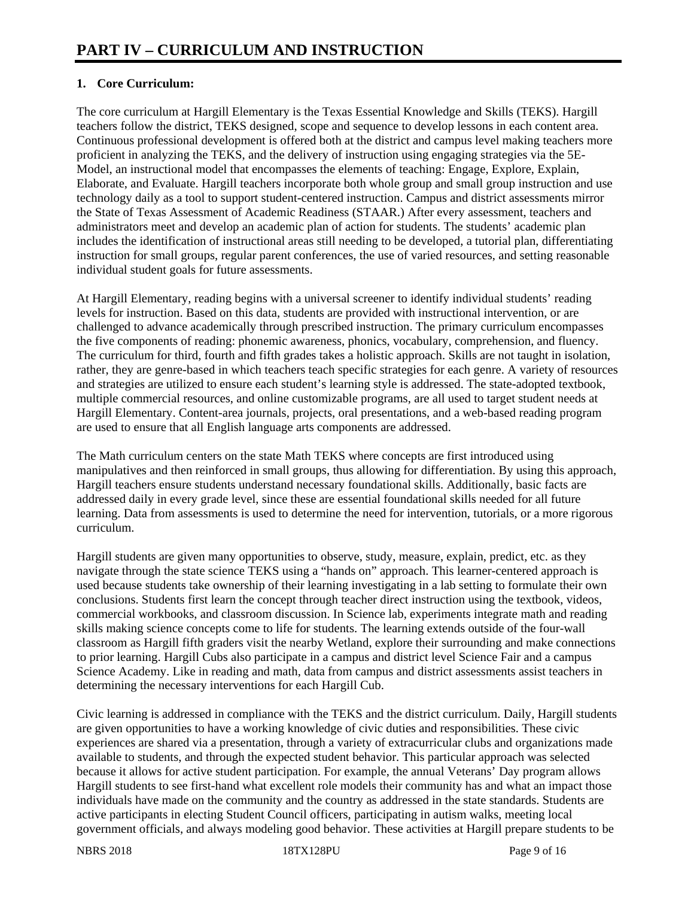# PART IV – CURRICULUM AND INSTRUCTION

## 1. Core Curriculum:

The core curriculum at Hargill Elementary is the Texas Essential Knowledge and Skills (TEKS). Hargill teachers follow the district, TEKS designed, scope and sequence to develop lessons in each content area. Continuous professional development is offered both at the district and campus level making teachers more proficient in analyzing the TEKS, and the delivery of instruction using engaging strategies via the 5E-Model, an instructional model that encompasses the elements of teaching: Engage, Explore, Explain, Elaborate, and Evaluate. Hargill teachers incorporate both whole group and small group instruction and use technology daily as a tool to support student-centered instruction. Campus and district assessments mirror the State of Texas Assessment of Academic Readiness (STAAR.) After every assessment, teachers and administrators meet and develop an academic plan of action for students. The students' academic plan includes the identification of instructional areas still needing to be developed, a tutorial plan, differentiating instruction for small groups, regular parent conferences, the use of varied resources, and setting reasonable individual student goals for future assessments.

At Hargill Elementary, reading begins with a universal screener to identify individual students' reading levels for instruction. Based on this data, students are provided with instructional intervention, or are challenged to advance academically through prescribed instruction. The primary curriculum encompasses the five components of reading: phonemic awareness, phonics, vocabulary, comprehension, and fluency. The curriculum for third, fourth and fifth grades takes a holistic approach. Skills are not taught in isolation, rather, they are genre-based in which teachers teach specific strategies for each genre. A variety of resources and strategies are utilized to ensure each student's learning style is addressed. The state-adopted textbook, multiple commercial resources, and online customizable programs, are all used to target student needs at Hargill Elementary. Content-area journals, projects, oral presentations, and a web-based reading program are used to ensure that all English language arts components are addressed.

The Math curriculum centers on the state Math TEKS where concepts are first introduced using manipulatives and then reinforced in small groups, thus allowing for differentiation. By using this approach, Hargill teachers ensure students understand necessary foundational skills. Additionally, basic facts are addressed daily in every grade level, since these are essential foundational skills needed for all future learning. Data from assessments is used to determine the need for intervention, tutorials, or a more rigorous curriculum.

Hargill students are given many opportunities to observe, study, measure, explain, predict, etc. as they navigate through the state science TEKS using a "hands on" approach. This learner-centered approach is used because students take ownership of their learning investigating in a lab setting to formulate their own conclusions. Students first learn the concept through teacher direct instruction using the textbook, videos, commercial workbooks, and classroom discussion. In Science lab, experiments integrate math and reading skills making science concepts come to life for students. The learning extends outside of the four-wall classroom as Hargill fifth graders visit the nearby Wetland, explore their surrounding and make connections to prior learning. Hargill Cubs also participate in a campus and district level Science Fair and a campus Science Academy. Like in reading and math, data from campus and district assessments assist teachers in determining the necessary interventions for each Hargill Cub.

Civic learning is addressed in compliance with the TEKS and the district curriculum. Daily, Hargill students are given opportunities to have a working knowledge of civic duties and responsibilities. These civic experiences are shared via a presentation, through a variety of extracurricular clubs and organizations made available to students, and through the expected student behavior. This particular approach was selected because it allows for active student participation. For example, the annual Veterans' Day program allows Hargill students to see first-hand what excellent role models their community has and what an impact those individuals have made on the community and the country as addressed in the state standards. Students are active participants in electing Student Council officers, participating in autism walks, meeting local government officials, and always modeling good behavior. These activities at Hargill prepare students to be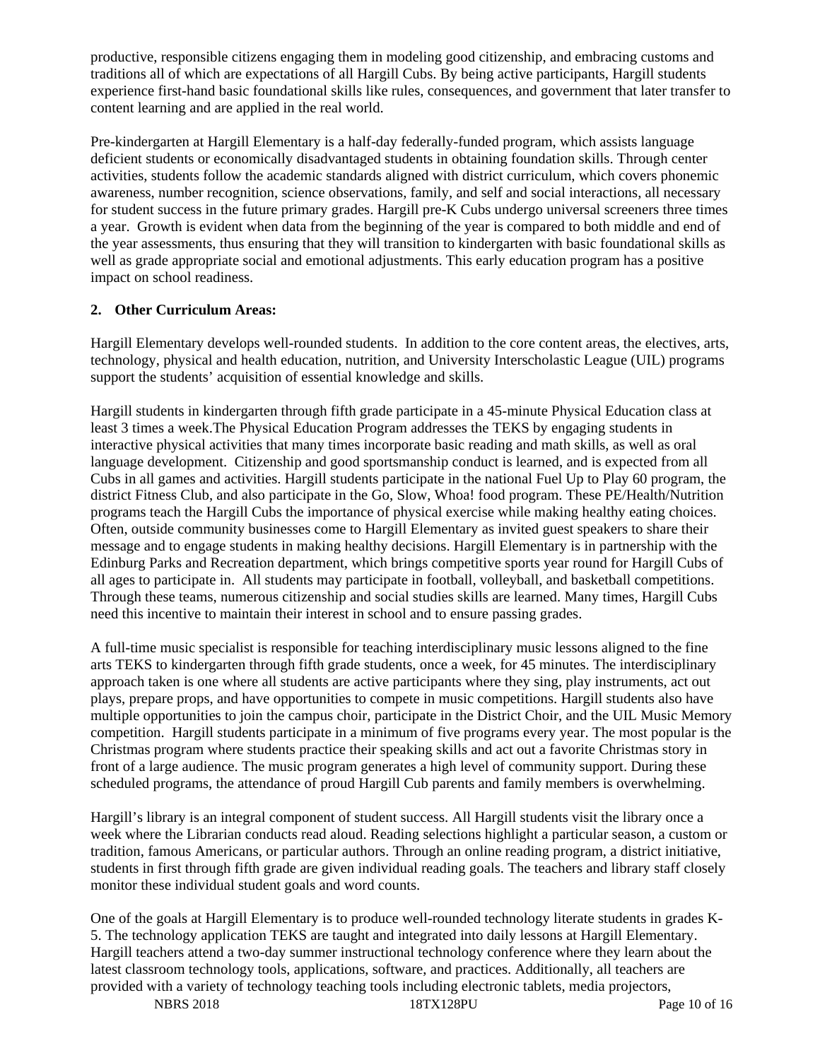productive, responsible citizens engaging them in modeling good citizenship, and embracing customs and traditions all of which are expectations of all Hargill Cubs. By being active participants, Hargill students experience first-hand basic foundational skills like rules, consequences, and government that later transfer to content learning and are applied in the real world.

Pre-kindergarten at Hargill Elementary is a half-day federally-funded program, which assists language deficient students or economically disadvantaged students in obtaining foundation skills. Through center activities, students follow the academic standards aligned with district curriculum, which covers phonemic awareness, number recognition, science observations, family, and self and social interactions, all necessary for student success in the future primary grades. Hargill pre-K Cubs undergo universal screeners three times a year. Growth is evident when data from the beginning of the year is compared to both middle and end of the year assessments, thus ensuring that they will transition to kindergarten with basic foundational skills as well as grade appropriate social and emotional adjustments. This early education program has a positive impact on school readiness.

**2. Other Curriculum Areas:**

Hargill Elementary develops well-rounded students. In addition to the core content areas, the electives, arts, technology, physical and health education, nutrition, and University Interscholastic League (UIL) programs support the students' acquisition of essential knowledge and skills.

Hargill students in kindergarten through fifth grade participate in a 45-minute Physical Education class at least 3 times a week.The Physical Education Program addresses the TEKS by engaging students in interactive physical activities that many times incorporate basic reading and math skills, as well as oral language development. Citizenship and good sportsmanship conduct is learned, and is expected from all Cubs in all games and activities. Hargill students participate in the national Fuel Up to Play 60 program, the district Fitness Club, and also participate in the Go, Slow, Whoa! food program. These PE/Health/Nutrition programs teach the Hargill Cubs the importance of physical exercise while making healthy eating choices. Often, outside community businesses come to Hargill Elementary as invited guest speakers to share their message and to engage students in making healthy decisions. Hargill Elementary is in partnership with the Edinburg Parks and Recreation department, which brings competitive sports year round for Hargill Cubs of all ages to participate in. All students may participate in football, volleyball, and basketball competitions. Through these teams, numerous citizenship and social studies skills are learned. Many times, Hargill Cubs need this incentive to maintain their interest in school and to ensure passing grades.

A full-time music specialist is responsible for teaching interdisciplinary music lessons aligned to the fine arts TEKS to kindergarten through fifth grade students, once a week, for 45 minutes. The interdisciplinary approach taken is one where all students are active participants where they sing, play instruments, act out plays, prepare props, and have opportunities to compete in music competitions. Hargill students also have multiple opportunities to join the campus choir, participate in the District Choir, and the UIL Music Memory competition. Hargill students participate in a minimum of five programs every year. The most popular is the Christmas program where students practice their speaking skills and act out a favorite Christmas story in front of a large audience. The music program generates a high level of community support. During these scheduled programs, the attendance of proud Hargill Cub parents and family members is overwhelming.

Hargill's library is an integral component of student success. All Hargill students visit the library once a week where the Librarian conducts read aloud. Reading selections highlight a particular season, a custom or tradition, famous Americans, or particular authors. Through an online reading program, a district initiative, students in first through fifth grade are given individual reading goals. The teachers and library staff closely monitor these individual student goals and word counts.

One of the goals at Hargill Elementary is to produce well-rounded technology literate students in grades K-5. The technology application TEKS are taught and integrated into daily lessons at Hargill Elementary. Hargill teachers attend a two-day summer instructional technology conference where they learn about the latest classroom technology tools, applications, software, and practices. Additionally, all teachers are provided with a variety of technology teaching tools including electronic tablets, media projectors,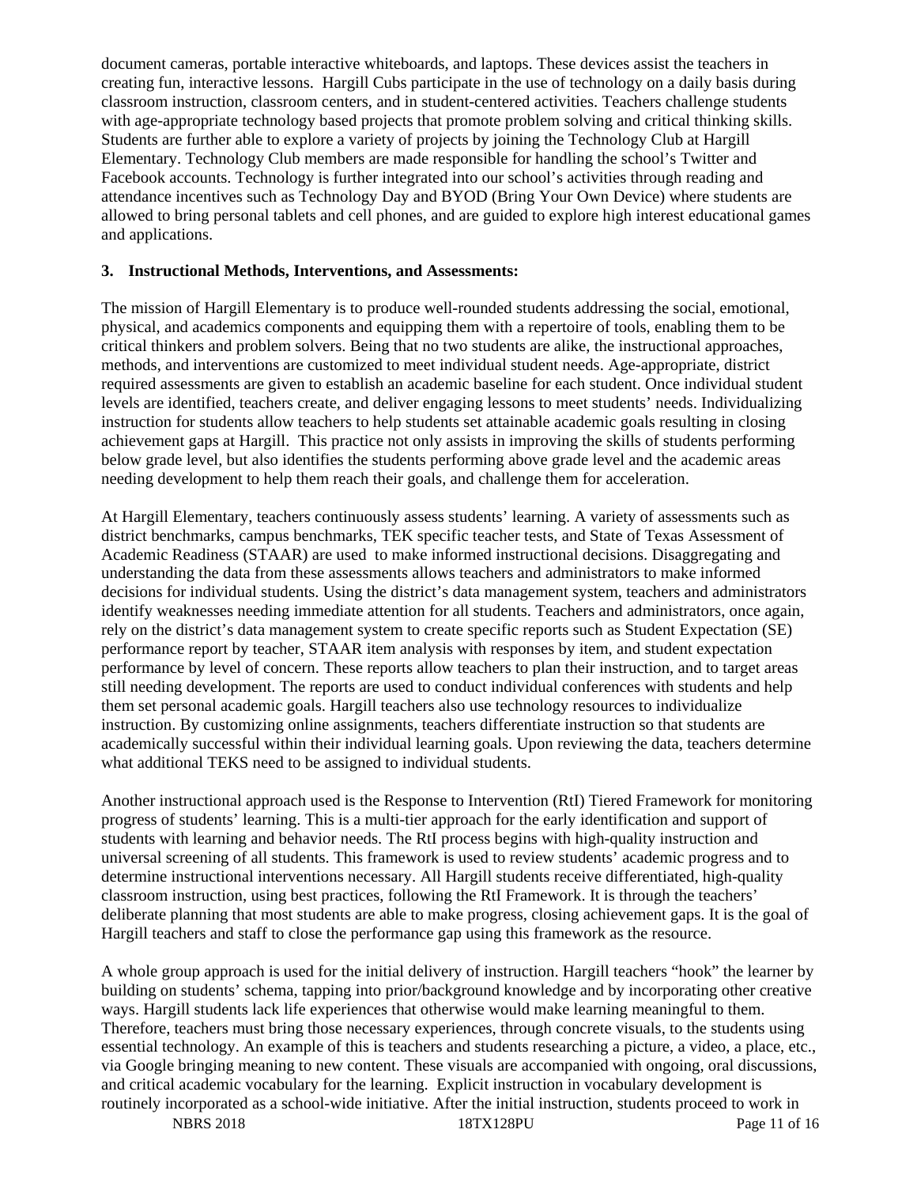document cameras, portable interactive whiteboards, and laptops. These devices assist the teachers in creating fun, interactive lessons. Hargill Cubs participate in the use of technology on a daily basis during classroom instruction, classroom centers, and in student-centered activities. Teachers challenge students with age-appropriate technology based projects that promote problem solving and critical thinking skills. Students are further able to explore a variety of projects by joining the Technology Club at Hargill Elementary. Technology Club members are made responsible for handling the school's Twitter and Facebook accounts. Technology is further integrated into our school's activities through reading and attendance incentives such as Technology Day and BYOD (Bring Your Own Device) where students are allowed to bring personal tablets and cell phones, and are guided to explore high interest educational games and applications.

**3. Instructional Methods, Interventions, and Assessments:**

The mission of Hargill Elementary is to produce well-rounded students addressing the social, emotional, physical, and academics components and equipping them with a repertoire of tools, enabling them to be critical thinkers and problem solvers. Being that no two students are alike, the instructional approaches, methods, and interventions are customized to meet individual student needs. Age-appropriate, district required assessments are given to establish an academic baseline for each student. Once individual student levels are identified, teachers create, and deliver engaging lessons to meet students' needs. Individualizing instruction for students allow teachers to help students set attainable academic goals resulting in closing achievement gaps at Hargill. This practice not only assists in improving the skills of students performing below grade level, but also identifies the students performing above grade level and the academic areas needing development to help them reach their goals, and challenge them for acceleration.

At Hargill Elementary, teachers continuously assess students' learning. A variety of assessments such as district benchmarks, campus benchmarks, TEK specific teacher tests, and State of Texas Assessment of Academic Readiness (STAAR) are used to make informed instructional decisions. Disaggregating and understanding the data from these assessments allows teachers and administrators to make informed decisions for individual students. Using the district's data management system, teachers and administrators identify weaknesses needing immediate attention for all students. Teachers and administrators, once again, rely on the district's data management system to create specific reports such as Student Expectation (SE) performance report by teacher, STAAR item analysis with responses by item, and student expectation performance by level of concern. These reports allow teachers to plan their instruction, and to target areas still needing development. The reports are used to conduct individual conferences with students and help them set personal academic goals. Hargill teachers also use technology resources to individualize instruction. By customizing online assignments, teachers differentiate instruction so that students are academically successful within their individual learning goals. Upon reviewing the data, teachers determine what additional TEKS need to be assigned to individual students.

Another instructional approach used is the Response to Intervention (RtI) Tiered Framework for monitoring progress of students' learning. This is a multi-tier approach for the early identification and support of students with learning and behavior needs. The RtI process begins with high-quality instruction and universal screening of all students. This framework is used to review students' academic progress and to determine instructional interventions necessary. All Hargill students receive differentiated, high-quality classroom instruction, using best practices, following the RtI Framework. It is through the teachers' deliberate planning that most students are able to make progress, closing achievement gaps. It is the goal of Hargill teachers and staff to close the performance gap using this framework as the resource.

A whole group approach is used for the initial delivery of instruction. Hargill teachers "hook" the learner by building on students' schema, tapping into prior/background knowledge and by incorporating other creative ways. Hargill students lack life experiences that otherwise would make learning meaningful to them. Therefore, teachers must bring those necessary experiences, through concrete visuals, to the students using essential technology. An example of this is teachers and students researching a picture, a video, a place, etc., via Google bringing meaning to new content. These visuals are accompanied with ongoing, oral discussions, and critical academic vocabulary for the learning. Explicit instruction in vocabulary development is routinely incorporated as a school-wide initiative. After the initial instruction, students proceed to work in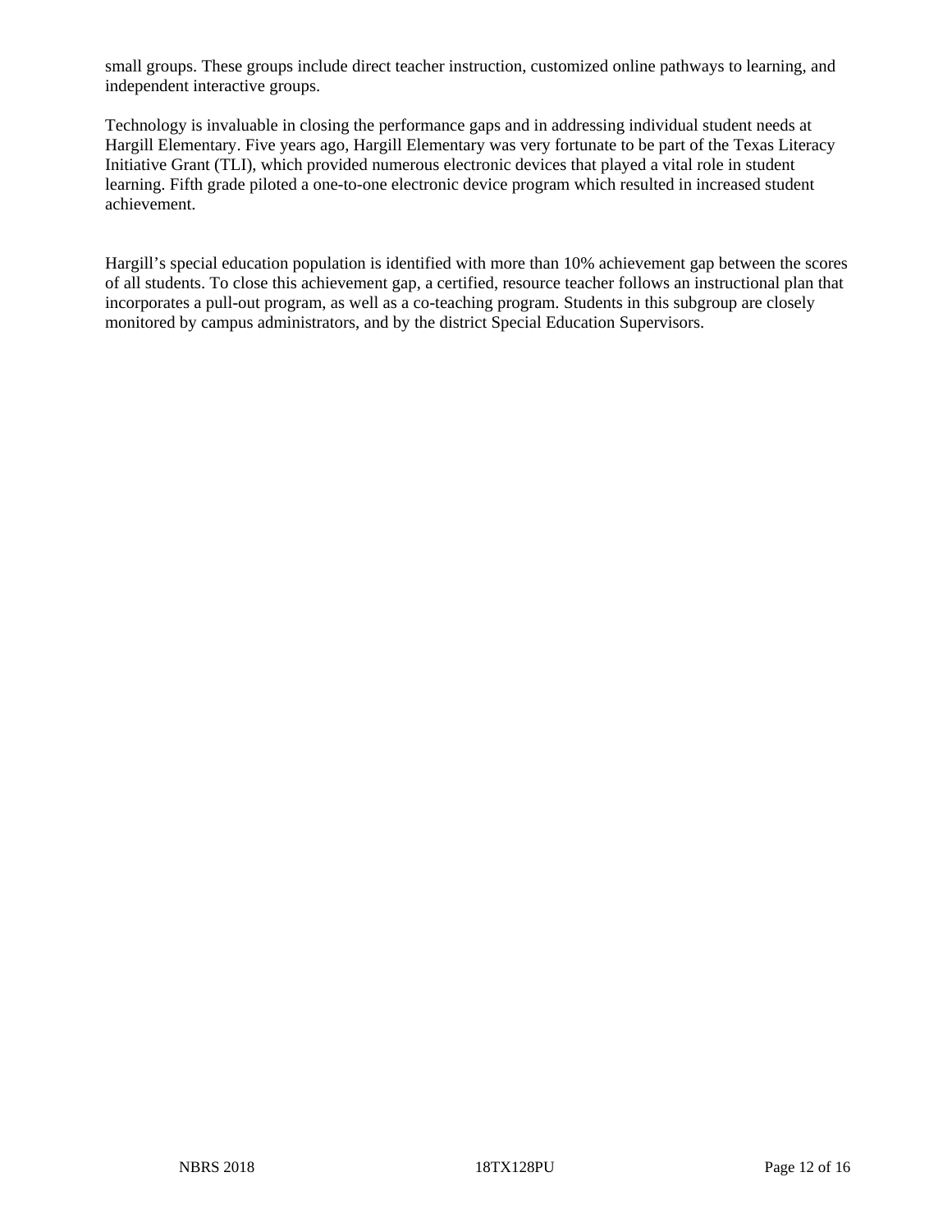small groups. These groups include direct teacher instruction, customized online pathways to learning, and independent interactive groups.

Technology is invaluable in closing the performance gaps and in addressing individual student needs at Hargill Elementary. Five years ago, Hargill Elementary was very fortunate to be part of the Texas Literacy Initiative Grant (TLI), which provided numerous electronic devices that played a vital role in student learning. Fifth grade piloted a one-to-one electronic device program which resulted in increased student achievement.

Hargill's special education population is identified with more than 10% achievement gap between the scores of all students. To close this achievement gap, a certified, resource teacher follows an instructional plan that incorporates a pull-out program, as well as a co-teaching program. Students in this subgroup are closely monitored by campus administrators, and by the district Special Education Supervisors.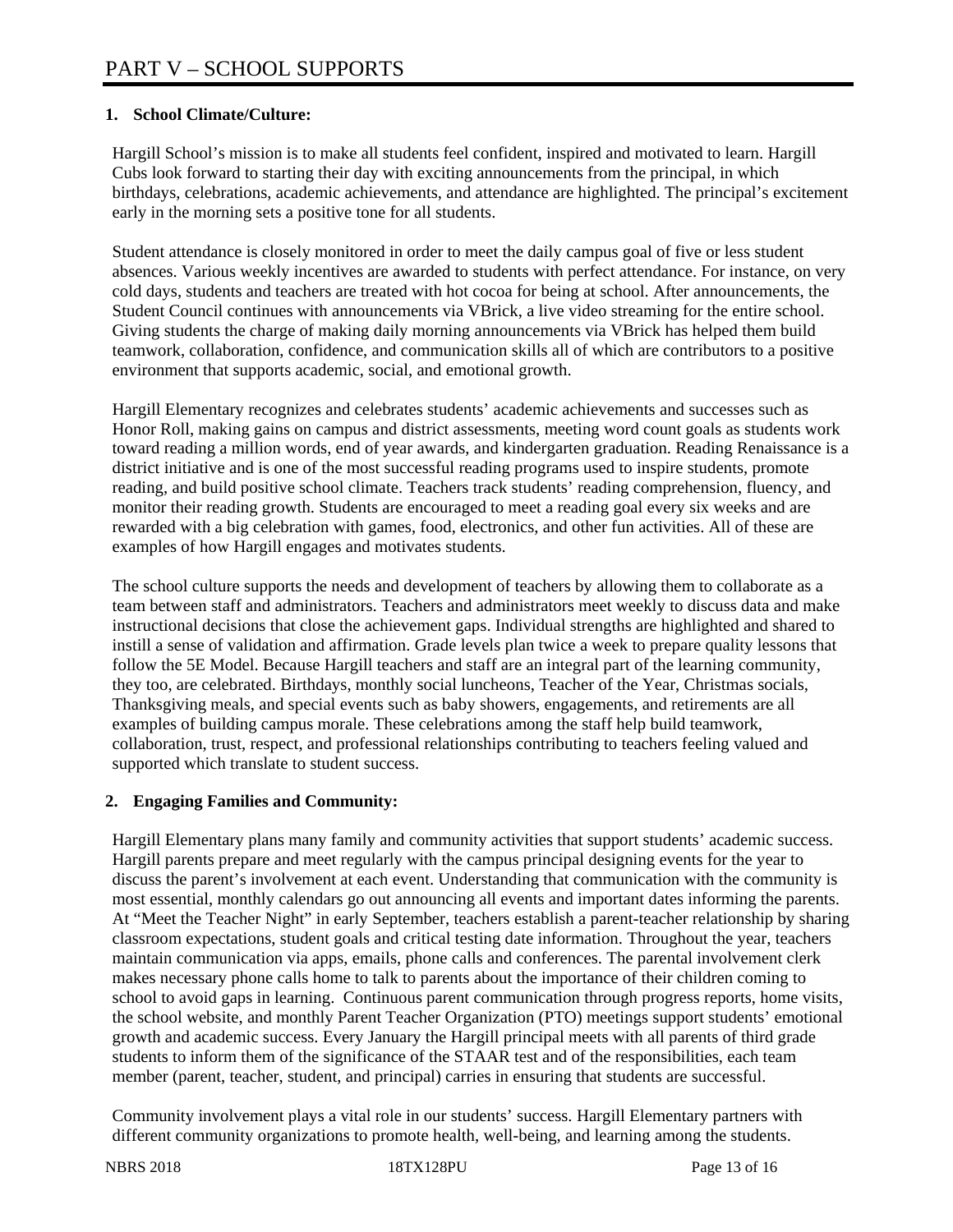# PART V – SCHOOL SUPPORTS

## 1. School Climate/Culture:

Hargill School's mission is to make all students feel confident, inspired and motivated to learn. Hargill Cubs look forward to starting their day with exciting announcements from the principal, in which birthdays, celebrations, academic achievements, and attendance are highlighted. The principal's excitement early in the morning sets a positive tone for all students.

Student attendance is closely monitored in order to meet the daily campus goal of five or less student absences. Various weekly incentives are awarded to students with perfect attendance. For instance, on very cold days, students and teachers are treated with hot cocoa for being at school. After announcements, the Student Council continues with announcements via VBrick, a live video streaming for the entire school. Giving students the charge of making daily morning announcements via VBrick has helped them build teamwork, collaboration, confidence, and communication skills all of which are contributors to a positive environment that supports academic, social, and emotional growth.

Hargill Elementary recognizes and celebrates students' academic achievements and successes such as Honor Roll, making gains on campus and district assessments, meeting word count goals as students work toward reading a million words, end of year awards, and kindergarten graduation. Reading Renaissance is a district initiative and is one of the most successful reading programs used to inspire students, promote reading, and build positive school climate. Teachers track students' reading comprehension, fluency, and monitor their reading growth. Students are encouraged to meet a reading goal every six weeks and are rewarded with a big celebration with games, food, electronics, and other fun activities. All of these are examples of how Hargill engages and motivates students.

The school culture supports the needs and development of teachers by allowing them to collaborate as a team between staff and administrators. Teachers and administrators meet weekly to discuss data and make instructional decisions that close the achievement gaps. Individual strengths are highlighted and shared to instill a sense of validation and affirmation. Grade levels plan twice a week to prepare quality lessons that follow the 5E Model. Because Hargill teachers and staff are an integral part of the learning community, they too, are celebrated. Birthdays, monthly social luncheons, Teacher of the Year, Christmas socials, Thanksgiving meals, and special events such as baby showers, engagements, and retirements are all examples of building campus morale. These celebrations among the staff help build teamwork, collaboration, trust, respect, and professional relationships contributing to teachers feeling valued and supported which translate to student success.

## 2. Engaging Families and Community:

Hargill Elementary plans many family and community activities that support students' academic success. Hargill parents prepare and meet regularly with the campus principal designing events for the year to discuss the parent's involvement at each event. Understanding that communication with the community is most essential, monthly calendars go out announcing all events and important dates informing the parents. At "Meet the Teacher Night" in early September, teachers establish a parent-teacher relationship by sharing classroom expectations, student goals and critical testing date information. Throughout the year, teachers maintain communication via apps, emails, phone calls and conferences. The parental involvement clerk makes necessary phone calls home to talk to parents about the importance of their children coming to school to avoid gaps in learning. Continuous parent communication through progress reports, home visits, the school website, and monthly Parent Teacher Organization (PTO) meetings support students' emotional growth and academic success. Every January the Hargill principal meets with all parents of third grade students to inform them of the significance of the STAAR test and of the responsibilities, each team member (parent, teacher, student, and principal) carries in ensuring that students are successful.

Community involvement plays a vital role in our students' success. Hargill Elementary partners with different community organizations to promote health, well-being, and learning among the students.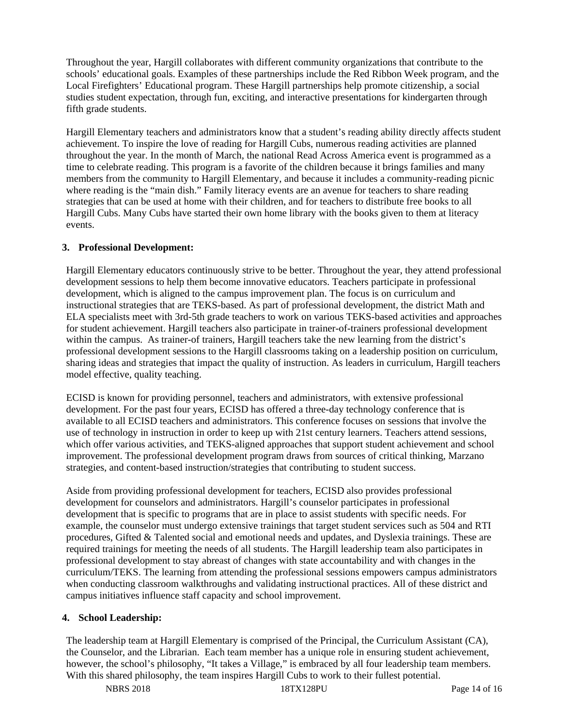Throughout the year, Hargill collaborates with different community organizations that contribute to the schools' educational goals. Examples of these partnerships include the Red Ribbon Week program, and the Local Firefighters' Educational program. These Hargill partnerships help promote citizenship, a social studies student expectation, through fun, exciting, and interactive presentations for kindergarten through fifth grade students.

Hargill Elementary teachers and administrators know that a student's reading ability directly affects student achievement. To inspire the love of reading for Hargill Cubs, numerous reading activities are planned throughout the year. In the month of March, the national Read Across America event is programmed as a time to celebrate reading. This program is a favorite of the children because it brings families and many members from the community to Hargill Elementary, and because it includes a community-reading picnic where reading is the "main dish." Family literacy events are an avenue for teachers to share reading strategies that can be used at home with their children, and for teachers to distribute free books to all Hargill Cubs. Many Cubs have started their own home library with the books given to them at literacy events.

### 3. Professional Development:

Hargill Elementary educators continuously strive to be better. Throughout the year, they attend professional development sessions to help them become innovative educators. Teachers participate in professional development, which is aligned to the campus improvement plan. The focus is on curriculum and instructional strategies that are TEKS-based. As part of professional development, the district Math and ELA specialists meet with 3rd-5th grade teachers to work on various TEKS-based activities and approaches for student achievement. Hargill teachers also participate in trainer-of-trainers professional development within the campus. As trainer-of trainers, Hargill teachers take the new learning from the district's professional development sessions to the Hargill classrooms taking on a leadership position on curriculum, sharing ideas and strategies that impact the quality of instruction. As leaders in curriculum, Hargill teachers model effective, quality teaching.

ECISD is known for providing personnel, teachers and administrators, with extensive professional development. For the past four years, ECISD has offered a three-day technology conference that is available to all ECISD teachers and administrators. This conference focuses on sessions that involve the use of technology in instruction in order to keep up with 21st century learners. Teachers attend sessions, which offer various activities, and TEKS-aligned approaches that support student achievement and school improvement. The professional development program draws from sources of critical thinking, Marzano strategies, and content-based instruction/strategies that contributing to student success.

Aside from providing professional development for teachers, ECISD also provides professional development for counselors and administrators. Hargill's counselor participates in professional development that is specific to programs that are in place to assist students with specific needs. For example, the counselor must undergo extensive trainings that target student services such as 504 and RTI procedures, Gifted & Talented social and emotional needs and updates, and Dyslexia trainings. These are required trainings for meeting the needs of all students. The Hargill leadership team also participates in professional development to stay abreast of changes with state accountability and with changes in the curriculum/TEKS. The learning from attending the professional sessions empowers campus administrators when conducting classroom walkthroughs and validating instructional practices. All of these district and campus initiatives influence staff capacity and school improvement.

### 4. School Leadership:

The leadership team at Hargill Elementary is comprised of the Principal, the Curriculum Assistant (CA), the Counselor, and the Librarian. Each team member has a unique role in ensuring student achievement, however, the school's philosophy, "It takes a Village," is embraced by all four leadership team members. With this shared philosophy, the team inspires Hargill Cubs to work to their fullest potential.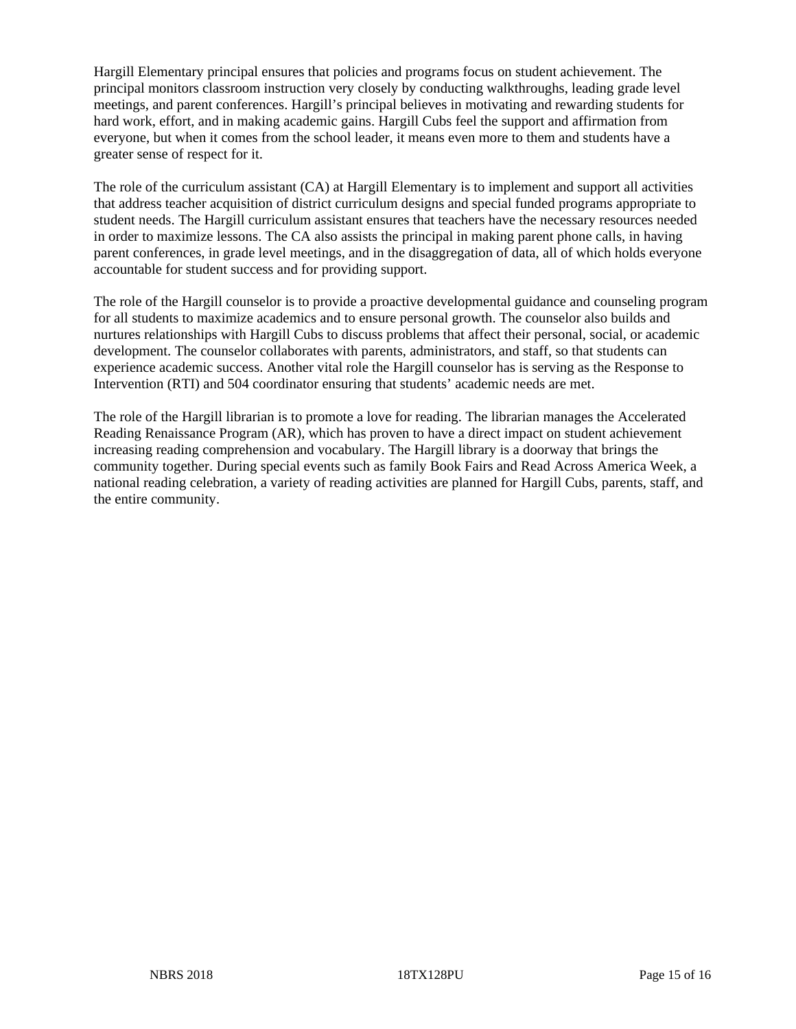Hargill Elementary principal ensures that policies and programs focus on student achievement. The principal monitors classroom instruction very closely by conducting walkthroughs, leading grade level meetings, and parent conferences. Hargill's principal believes in motivating and rewarding students for hard work, effort, and in making academic gains. Hargill Cubs feel the support and affirmation from everyone, but when it comes from the school leader, it means even more to them and students have a greater sense of respect for it.

The role of the curriculum assistant (CA) at Hargill Elementary is to implement and support all activities that address teacher acquisition of district curriculum designs and special funded programs appropriate to student needs. The Hargill curriculum assistant ensures that teachers have the necessary resources needed in order to maximize lessons. The CA also assists the principal in making parent phone calls, in having parent conferences, in grade level meetings, and in the disaggregation of data, all of which holds everyone accountable for student success and for providing support.

The role of the Hargill counselor is to provide a proactive developmental guidance and counseling program for all students to maximize academics and to ensure personal growth. The counselor also builds and nurtures relationships with Hargill Cubs to discuss problems that affect their personal, social, or academic development. The counselor collaborates with parents, administrators, and staff, so that students can experience academic success. Another vital role the Hargill counselor has is serving as the Response to Intervention (RTI) and 504 coordinator ensuring that students' academic needs are met.

The role of the Hargill librarian is to promote a love for reading. The librarian manages the Accelerated Reading Renaissance Program (AR), which has proven to have a direct impact on student achievement increasing reading comprehension and vocabulary. The Hargill library is a doorway that brings the community together. During special events such as family Book Fairs and Read Across America Week, a national reading celebration, a variety of reading activities are planned for Hargill Cubs, parents, staff, and the entire community.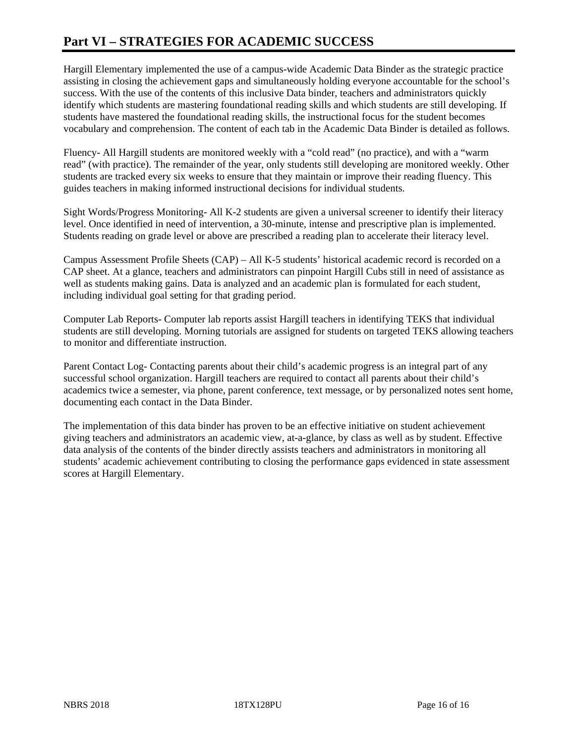# Part VI – STRATEGIES FOR ACADEMIC SUCCESS

Hargill Elementary implemented the use of a campus-wide Academic Data Binder as the strategic practice assisting in closing the achievement gaps and simultaneously holding everyone accountable for the school's success. With the use of the contents of this inclusive Data binder, teachers and administrators quickly identify which students are mastering foundational reading skills and which students are still developing. If students have mastered the foundational reading skills, the instructional focus for the student becomes vocabulary and comprehension. The content of each tab in the Academic Data Binder is detailed as follows.

Fluency- All Hargill students are monitored weekly with a "cold read" (no practice), and with a "warm read" (with practice). The remainder of the year, only students still developing are monitored weekly. Other students are tracked every six weeks to ensure that they maintain or improve their reading fluency. This guides teachers in making informed instructional decisions for individual students.

Sight Words/Progress Monitoring- All K-2 students are given a universal screener to identify their literacy level. Once identified in need of intervention, a 30-minute, intense and prescriptive plan is implemented. Students reading on grade level or above are prescribed a reading plan to accelerate their literacy level.

Campus Assessment Profile Sheets (CAP) – All K-5 students' historical academic record is recorded on a CAP sheet. At a glance, teachers and administrators can pinpoint Hargill Cubs still in need of assistance as well as students making gains. Data is analyzed and an academic plan is formulated for each student, including individual goal setting for that grading period.

Computer Lab Reports- Computer lab reports assist Hargill teachers in identifying TEKS that individual students are still developing. Morning tutorials are assigned for students on targeted TEKS allowing teachers to monitor and differentiate instruction.

Parent Contact Log- Contacting parents about their child's academic progress is an integral part of any successful school organization. Hargill teachers are required to contact all parents about their child's academics twice a semester, via phone, parent conference, text message, or by personalized notes sent home, documenting each contact in the Data Binder.

The implementation of this data binder has proven to be an effective initiative on student achievement giving teachers and administrators an academic view, at-a-glance, by class as well as by student. Effective data analysis of the contents of the binder directly assists teachers and administrators in monitoring all students' academic achievement contributing to closing the performance gaps evidenced in state assessment scores at Hargill Elementary.